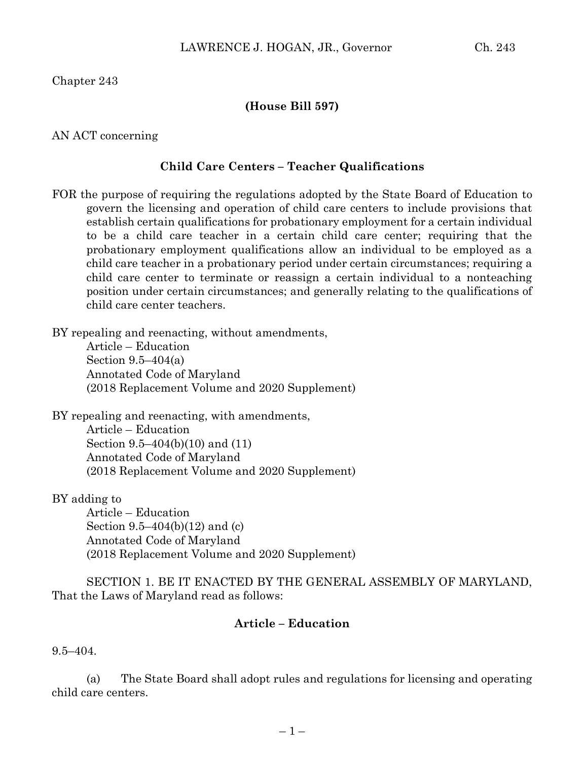Chapter 243

**(House Bill 597)**

AN ACT concerning

**Child Care Centers – Teacher Qualifications**

FOR the purpose of requiring the regulations adopted by the State Board of Education to govern the licensing and operation of child care centers to include provisions that establish certain qualifications for probationary employment for a certain individual to be a child care teacher in a certain child care center; requiring that the probationary employment qualifications allow an individual to be employed as a child care teacher in a probationary period under certain circumstances; requiring a child care center to terminate or reassign a certain individual to a nonteaching position under certain circumstances; and generally relating to the qualifications of child care center teachers.

BY repealing and reenacting, without amendments,
Article – Education
Section 9.5–404(a)
Annotated Code of Maryland
(2018 Replacement Volume and 2020 Supplement)

BY repealing and reenacting, with amendments,
Article – Education
Section 9.5–404(b)(10) and (11)
Annotated Code of Maryland
(2018 Replacement Volume and 2020 Supplement)

BY adding to
Article – Education
Section 9.5–404(b)(12) and (c)
Annotated Code of Maryland
(2018 Replacement Volume and 2020 Supplement)

SECTION 1. BE IT ENACTED BY THE GENERAL ASSEMBLY OF MARYLAND, That the Laws of Maryland read as follows:

**Article – Education**

9.5–404.

(a) The State Board shall adopt rules and regulations for licensing and operating child care centers.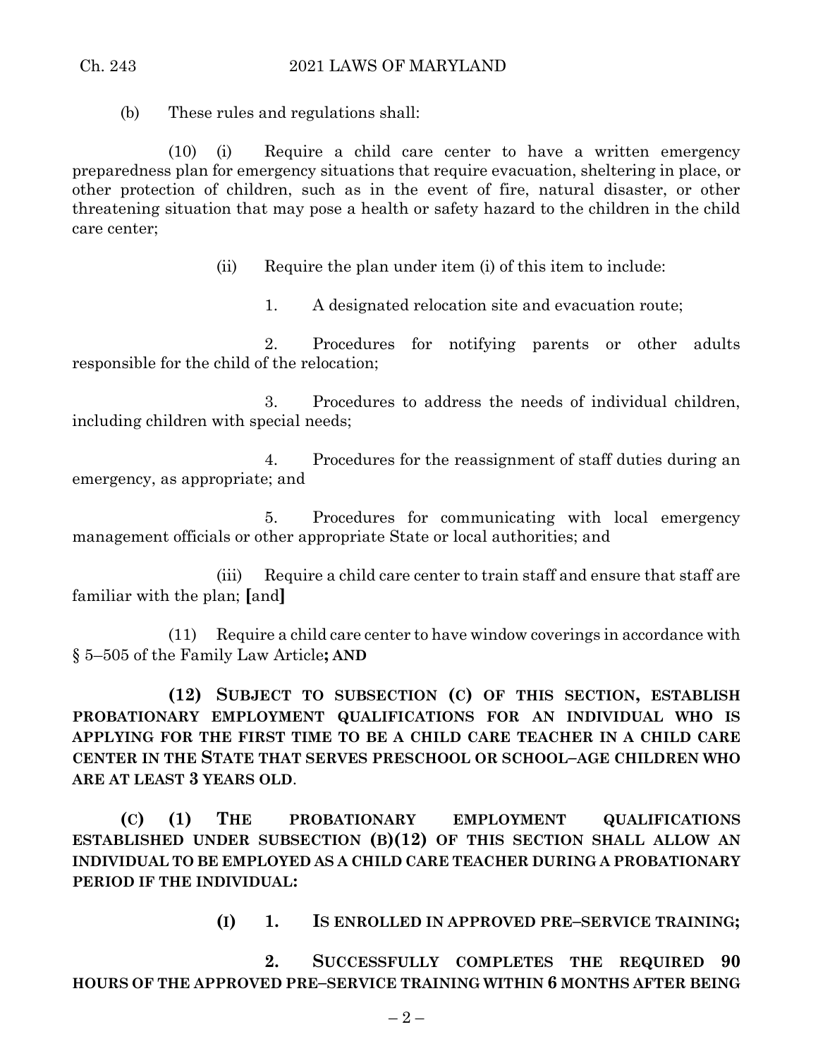(b) These rules and regulations shall:

(10) (i) Require a child care center to have a written emergency preparedness plan for emergency situations that require evacuation, sheltering in place, or other protection of children, such as in the event of fire, natural disaster, or other threatening situation that may pose a health or safety hazard to the children in the child care center;

(ii) Require the plan under item (i) of this item to include:

1. A designated relocation site and evacuation route;

2. Procedures for notifying parents or other adults responsible for the child of the relocation;

3. Procedures to address the needs of individual children, including children with special needs;

4. Procedures for the reassignment of staff duties during an emergency, as appropriate; and

5. Procedures for communicating with local emergency management officials or other appropriate State or local authorities; and

(iii) Require a child care center to train staff and ensure that staff are familiar with the plan; **[**and**]**

(11) Require a child care center to have window coverings in accordance with § 5–505 of the Family Law Article**; AND**

**(12) SUBJECT TO SUBSECTION (C) OF THIS SECTION, ESTABLISH PROBATIONARY EMPLOYMENT QUALIFICATIONS FOR AN INDIVIDUAL WHO IS APPLYING FOR THE FIRST TIME TO BE A CHILD CARE TEACHER IN A CHILD CARE CENTER IN THE STATE THAT SERVES PRESCHOOL OR SCHOOL–AGE CHILDREN WHO ARE AT LEAST 3 YEARS OLD**.

**(C) (1) THE PROBATIONARY EMPLOYMENT QUALIFICATIONS ESTABLISHED UNDER SUBSECTION (B)(12) OF THIS SECTION SHALL ALLOW AN INDIVIDUAL TO BE EMPLOYED AS A CHILD CARE TEACHER DURING A PROBATIONARY PERIOD IF THE INDIVIDUAL:**

**(I) 1. IS ENROLLED IN APPROVED PRE–SERVICE TRAINING;**

**2. SUCCESSFULLY COMPLETES THE REQUIRED 90 HOURS OF THE APPROVED PRE–SERVICE TRAINING WITHIN 6 MONTHS AFTER BEING**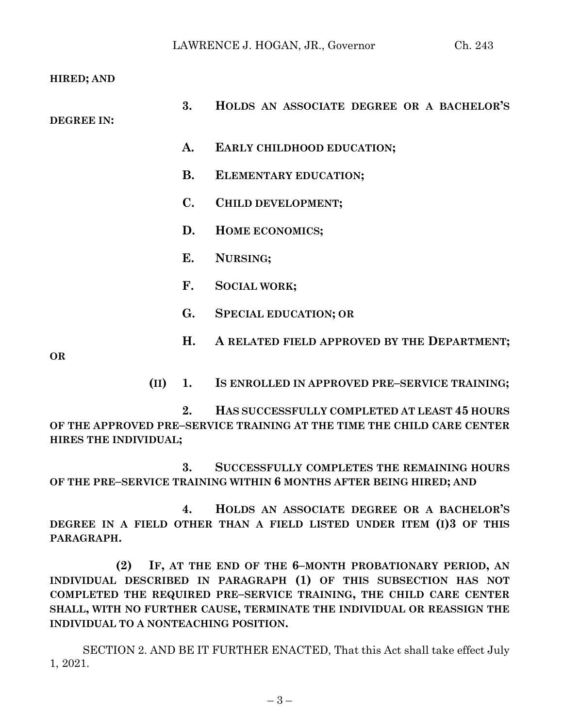**HIRED; AND**

**3. HOLDS AN ASSOCIATE DEGREE OR A BACHELOR'S DEGREE IN:**

**A. EARLY CHILDHOOD EDUCATION;**

**B. ELEMENTARY EDUCATION;**

**C. CHILD DEVELOPMENT;**

**D. HOME ECONOMICS;**

**E. NURSING;**

**F. SOCIAL WORK;**

**G. SPECIAL EDUCATION; OR**

**H. A RELATED FIELD APPROVED BY THE DEPARTMENT; OR**

**(II) 1. IS ENROLLED IN APPROVED PRE–SERVICE TRAINING;**

**2. HAS SUCCESSFULLY COMPLETED AT LEAST 45 HOURS OF THE APPROVED PRE–SERVICE TRAINING AT THE TIME THE CHILD CARE CENTER HIRES THE INDIVIDUAL;**

**3. SUCCESSFULLY COMPLETES THE REMAINING HOURS OF THE PRE–SERVICE TRAINING WITHIN 6 MONTHS AFTER BEING HIRED; AND**

**4. HOLDS AN ASSOCIATE DEGREE OR A BACHELOR'S DEGREE IN A FIELD OTHER THAN A FIELD LISTED UNDER ITEM (I)3 OF THIS PARAGRAPH.**

**(2) IF, AT THE END OF THE 6–MONTH PROBATIONARY PERIOD, AN INDIVIDUAL DESCRIBED IN PARAGRAPH (1) OF THIS SUBSECTION HAS NOT COMPLETED THE REQUIRED PRE–SERVICE TRAINING, THE CHILD CARE CENTER SHALL, WITH NO FURTHER CAUSE, TERMINATE THE INDIVIDUAL OR REASSIGN THE INDIVIDUAL TO A NONTEACHING POSITION.**

SECTION 2. AND BE IT FURTHER ENACTED, That this Act shall take effect July 1, 2021.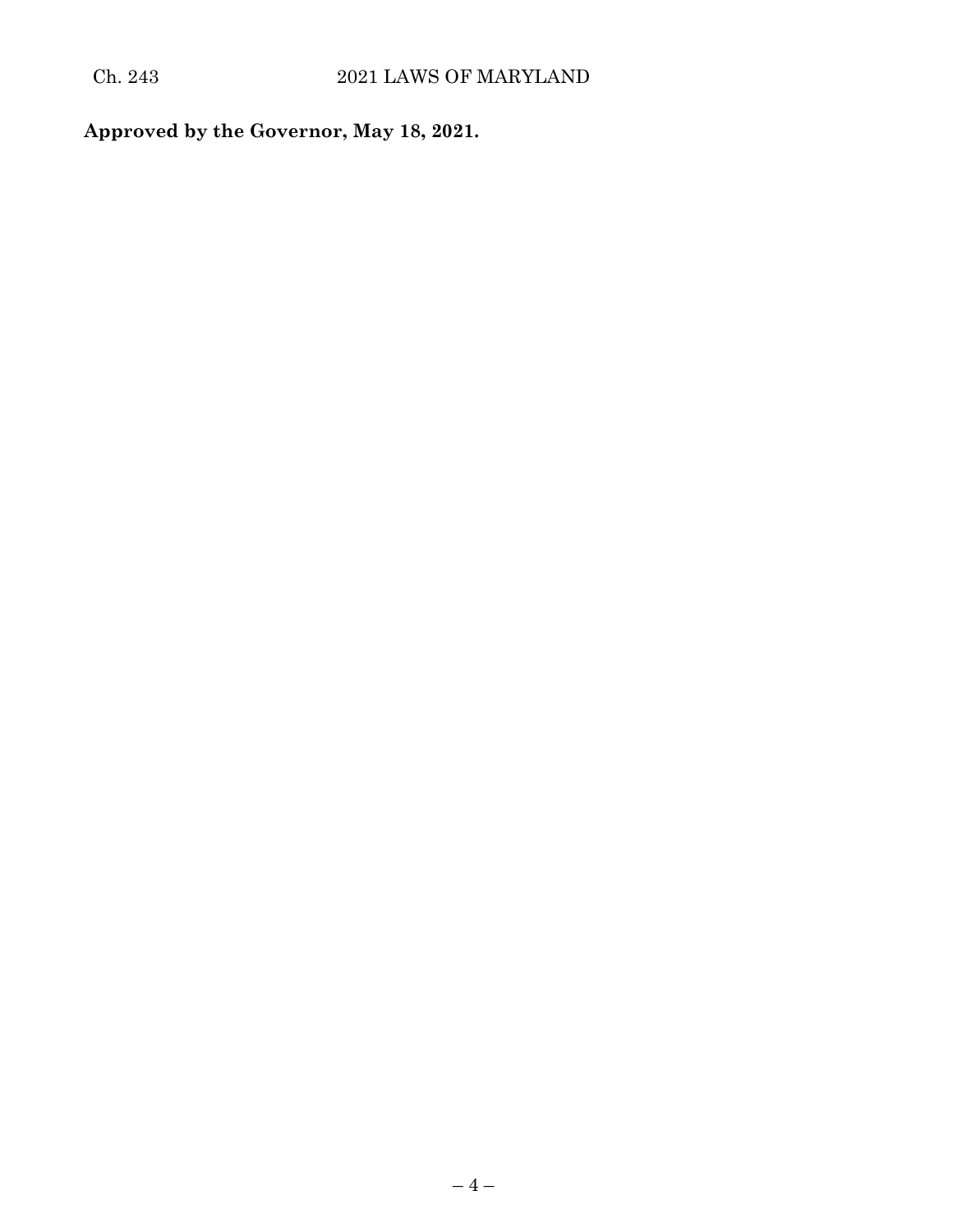**Approved by the Governor, May 18, 2021.**